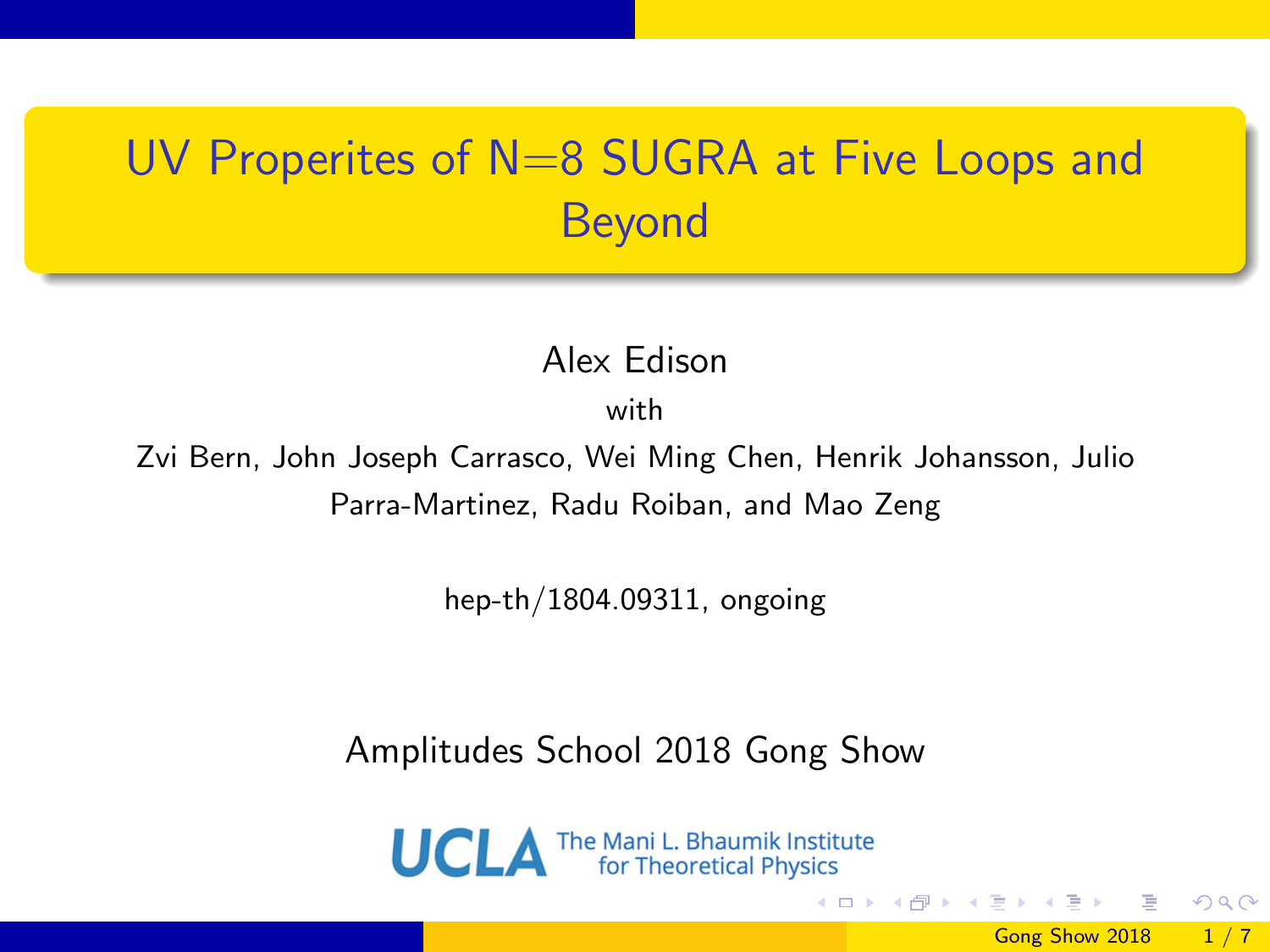# UV Properites of N=8 SUGRA at Five Loops and Beyond

Alex Edison

with

Zvi Bern, John Joseph Carrasco, Wei Ming Chen, Henrik Johansson, Julio Parra-Martinez, Radu Roiban, and Mao Zeng

hep-th/1804.09311, ongoing

Amplitudes School 2018 Gong Show

UCLA The Mani L. Bhaumik Institute for Theoretical Physics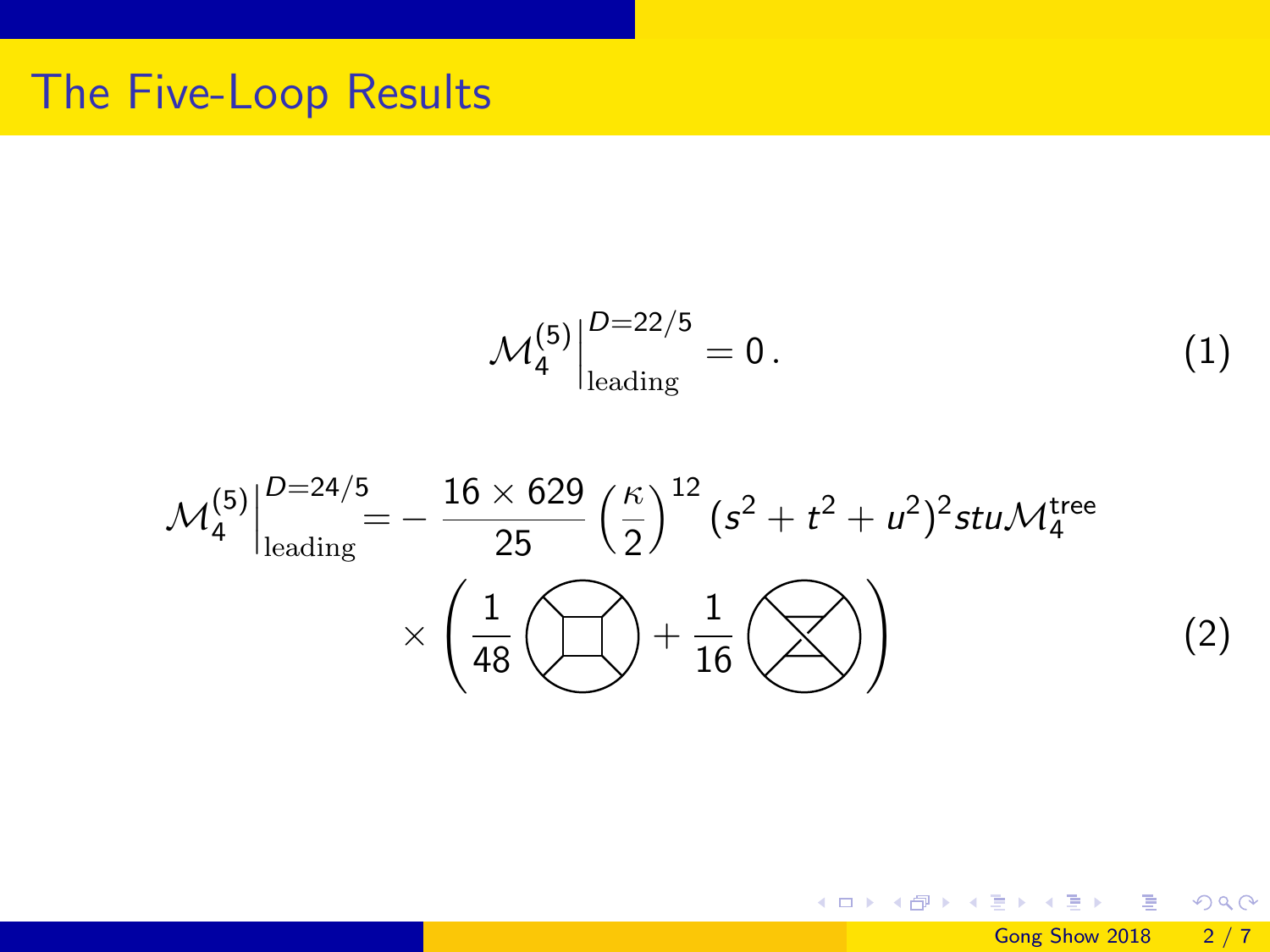# The Five-Loop Results

$$\mathcal{M}_4^{(5)}\Big|_{\text{leading}}^{D=22/5} = 0\,. \tag{1}$$

$$\mathcal{M}_4^{(5)}\Big|_{\text{leading}}^{D=24/5} = -\frac{16\times 629}{25}\left(\frac{\kappa}{2}\right)^{12}(s^2+t^2+u^2)^2 stu\mathcal{M}_4^{\text{tree}} \times \left(\frac{1}{48}\,\bigotimes\!\!\square + \frac{1}{16}\,\bigotimes\right) \tag{2}$$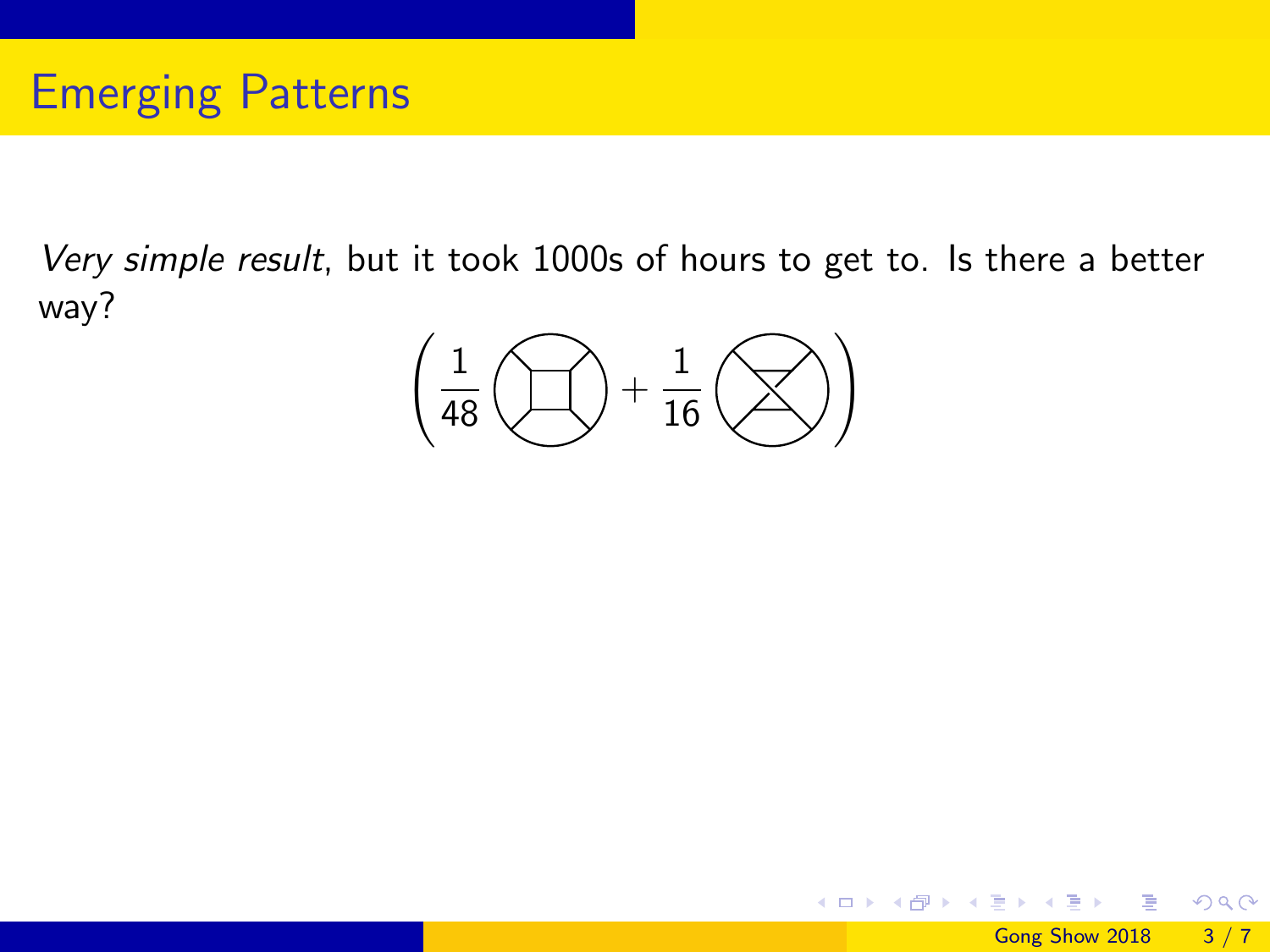# Emerging Patterns

*Very simple result*, but it took 1000s of hours to get to. Is there a better way?

$$\left(\frac{1}{48}\,(\text{diagram}) + \frac{1}{16}\,(\text{diagram})\right)$$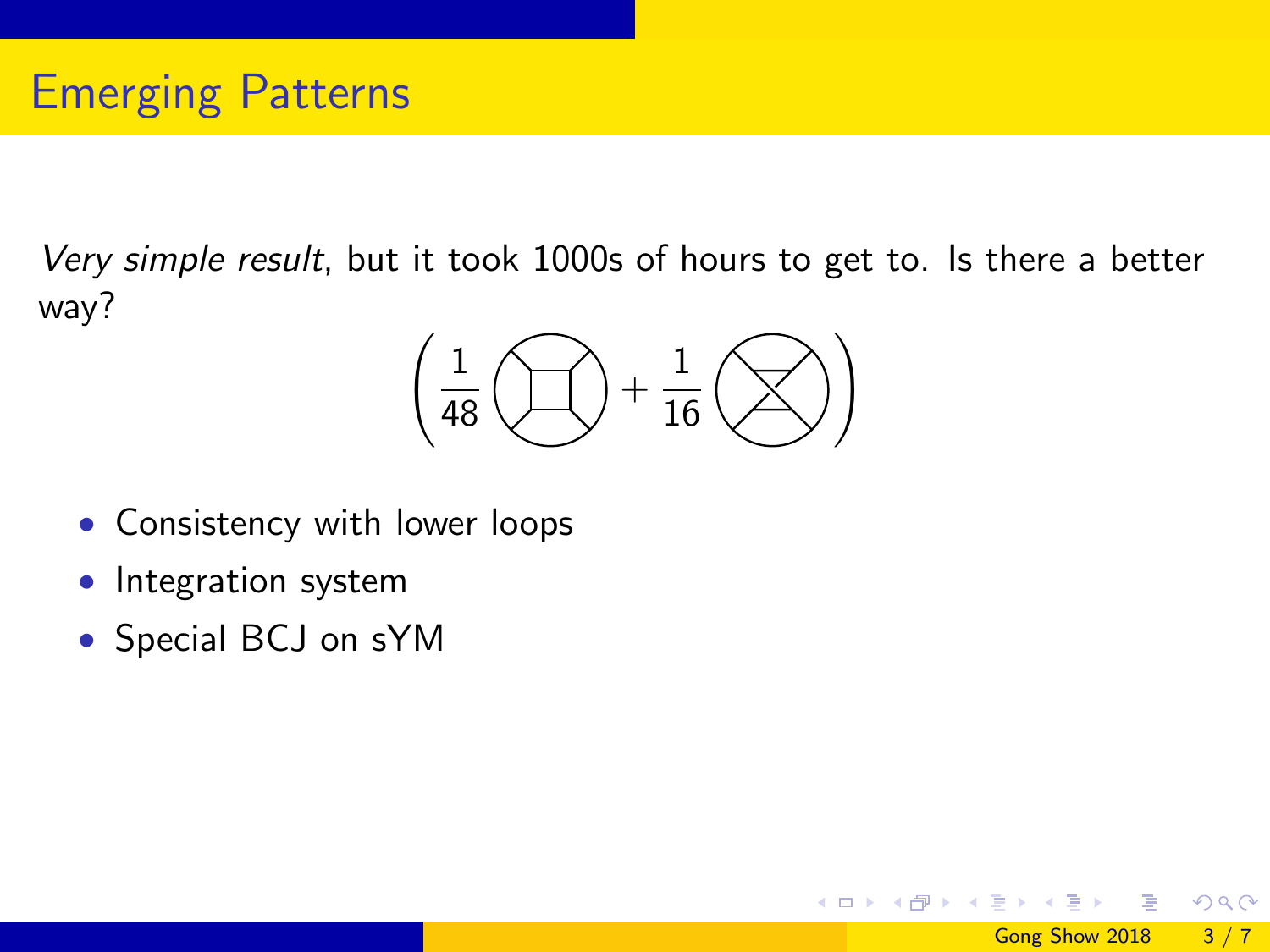# Emerging Patterns

*Very simple result*, but it took 1000s of hours to get to. Is there a better way?

$$\left( \frac{1}{48} \, \bigcirc \, + \frac{1}{16} \, \bigotimes \right)$$

- Consistency with lower loops
- Integration system
- Special BCJ on sYM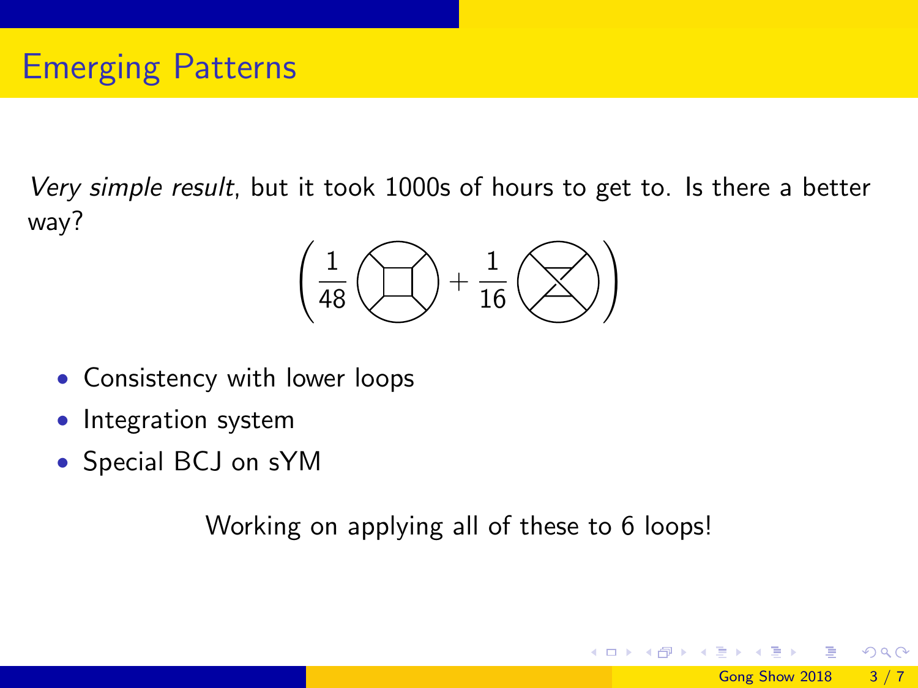# Emerging Patterns

*Very simple result*, but it took 1000s of hours to get to. Is there a better way?

$$\left(\frac{1}{48}\,\bigcirc + \frac{1}{16}\,\bigcirc\right)$$

- Consistency with lower loops
- Integration system
- Special BCJ on sYM

Working on applying all of these to 6 loops!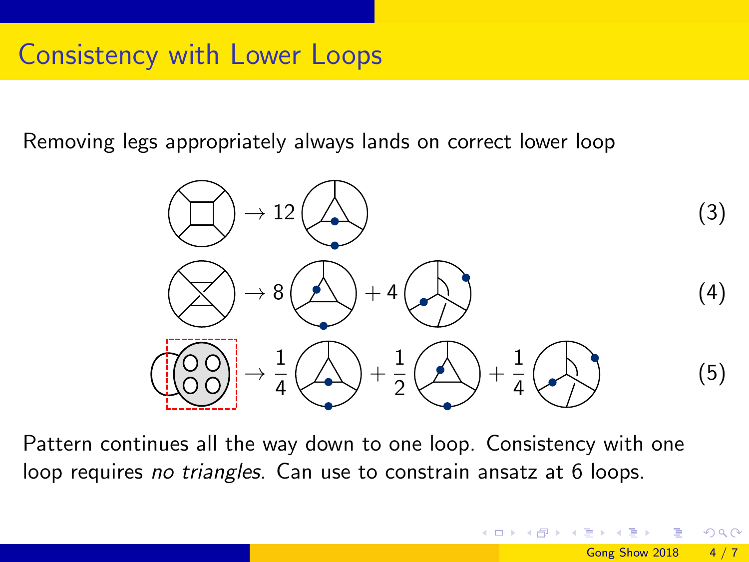# Consistency with Lower Loops

Removing legs appropriately always lands on correct lower loop

$$\rightarrow 12 \tag{3}$$

$$\rightarrow 8 \quad + 4 \tag{4}$$

$$\rightarrow \frac{1}{4} \quad + \frac{1}{2} \quad + \frac{1}{4} \tag{5}$$

Pattern continues all the way down to one loop. Consistency with one loop requires *no triangles.* Can use to constrain ansatz at 6 loops.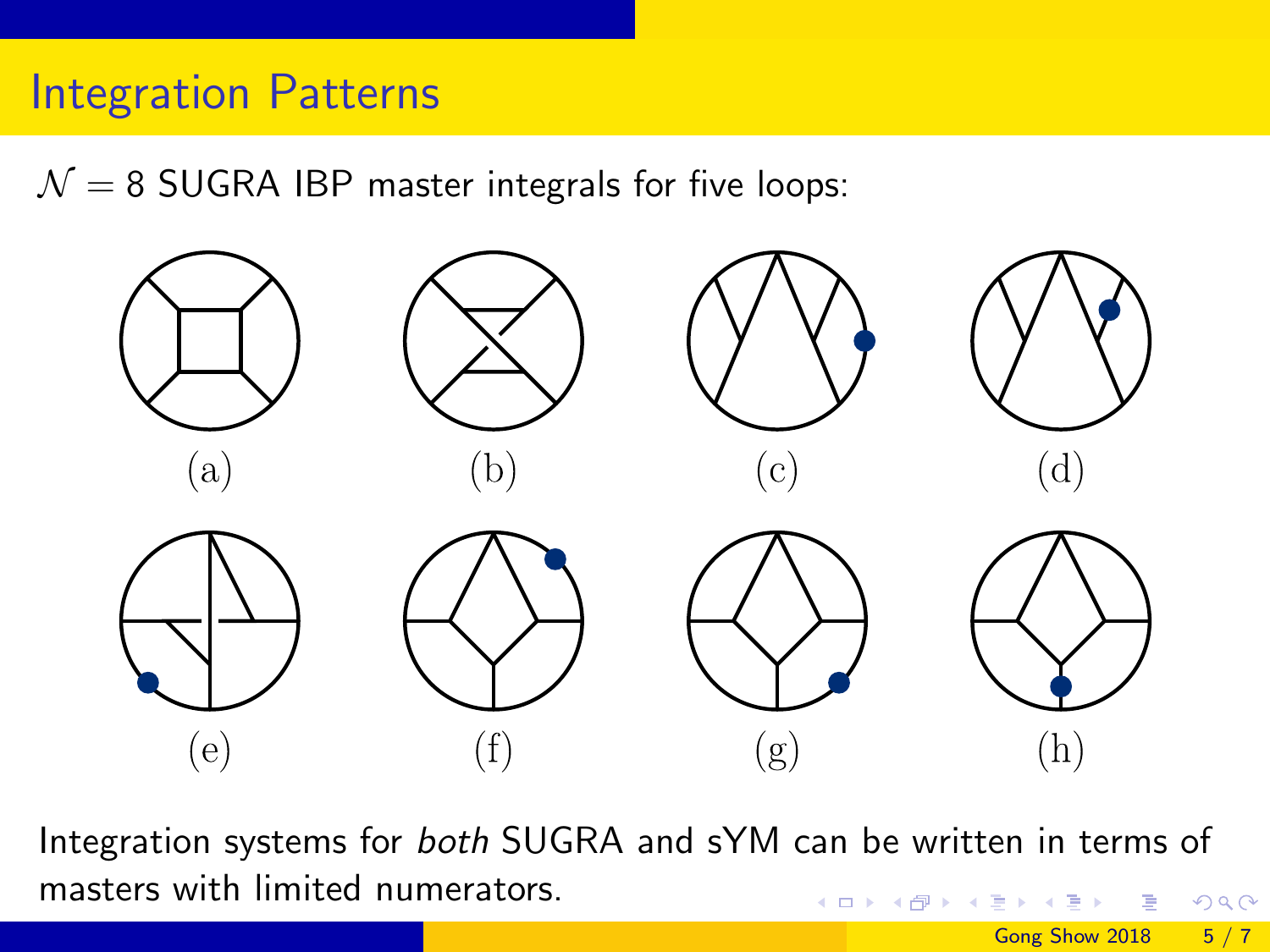# Integration Patterns

$\mathcal{N} = 8$ SUGRA IBP master integrals for five loops:

(a) (b) (c) (d)

(e) (f) (g) (h)

Integration systems for *both* SUGRA and sYM can be written in terms of masters with limited numerators.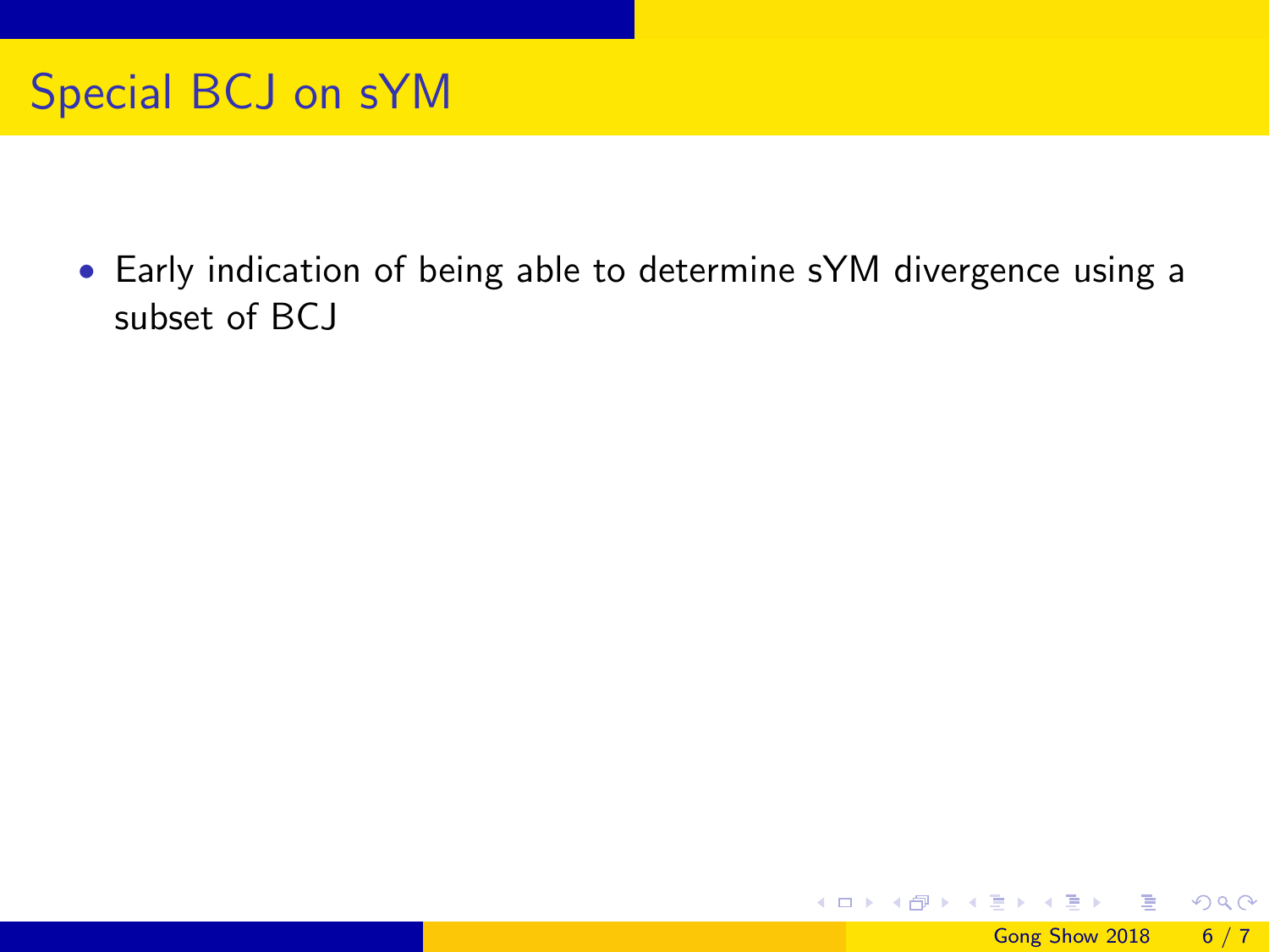# Special BCJ on sYM

- Early indication of being able to determine sYM divergence using a subset of BCJ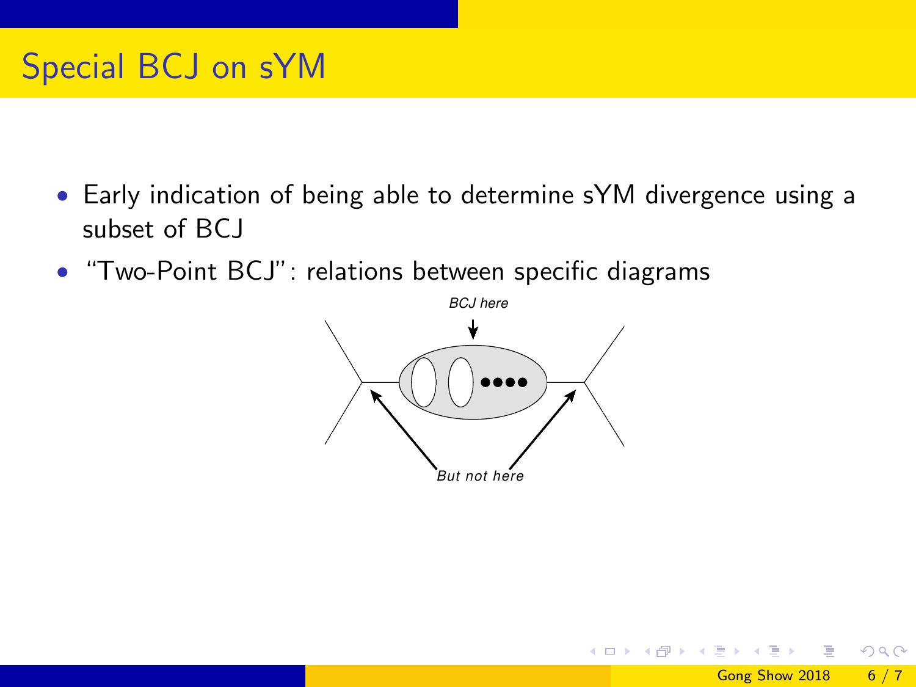# Special BCJ on sYM

- Early indication of being able to determine sYM divergence using a subset of BCJ
- "Two-Point BCJ": relations between specific diagrams

*BCJ here*

*But not here*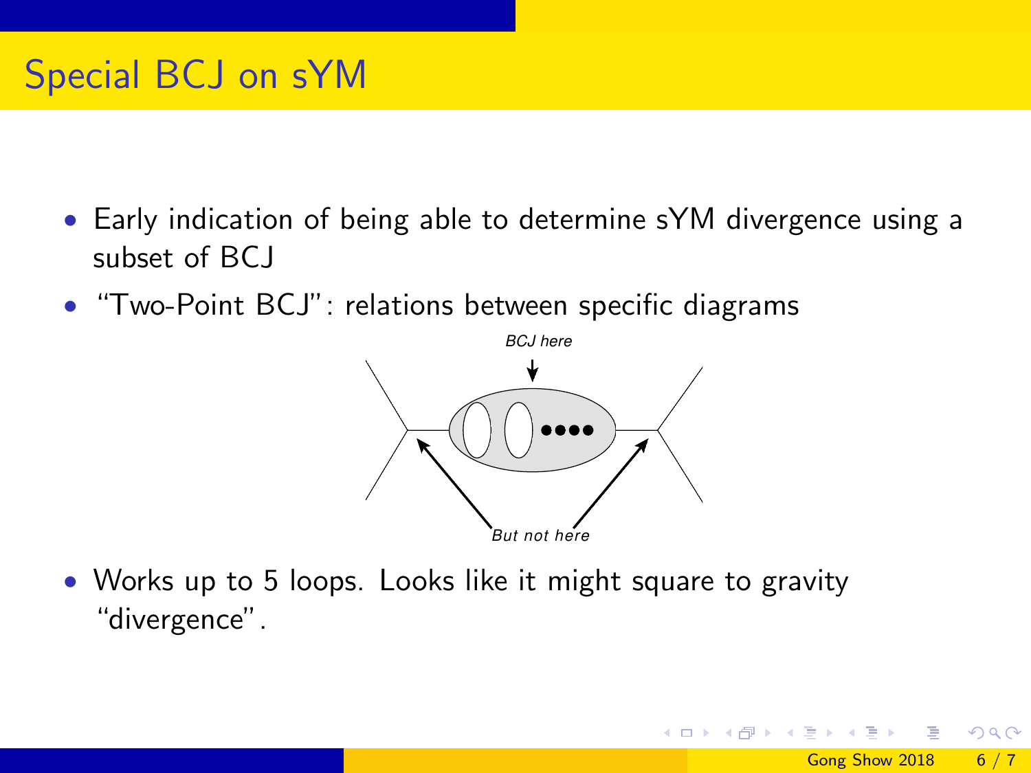# Special BCJ on sYM

- Early indication of being able to determine sYM divergence using a subset of BCJ
- "Two-Point BCJ": relations between specific diagrams

*BCJ here*

*But not here*

- Works up to 5 loops. Looks like it might square to gravity "divergence".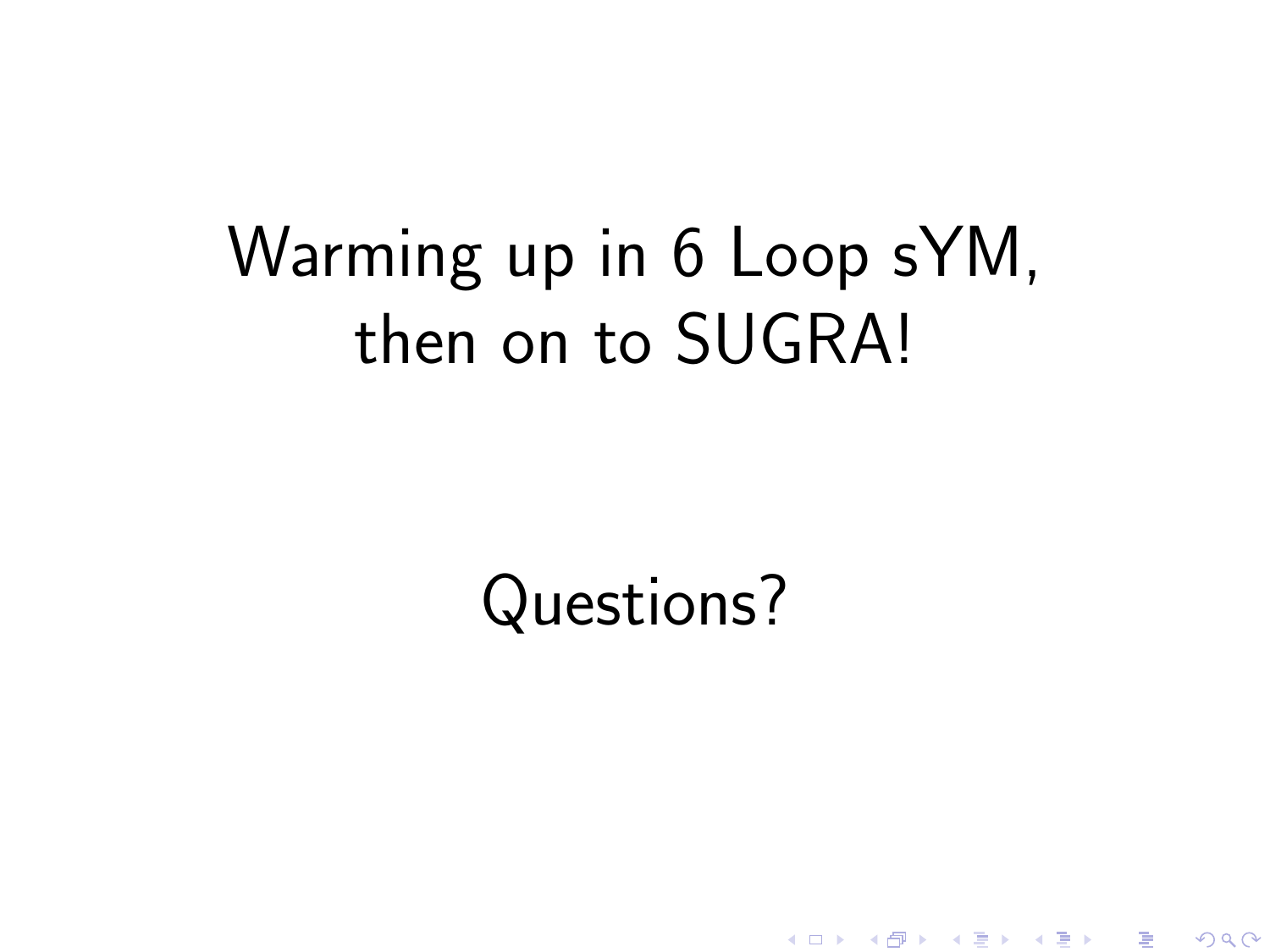# Warming up in 6 Loop sYM, then on to SUGRA!

# Questions?